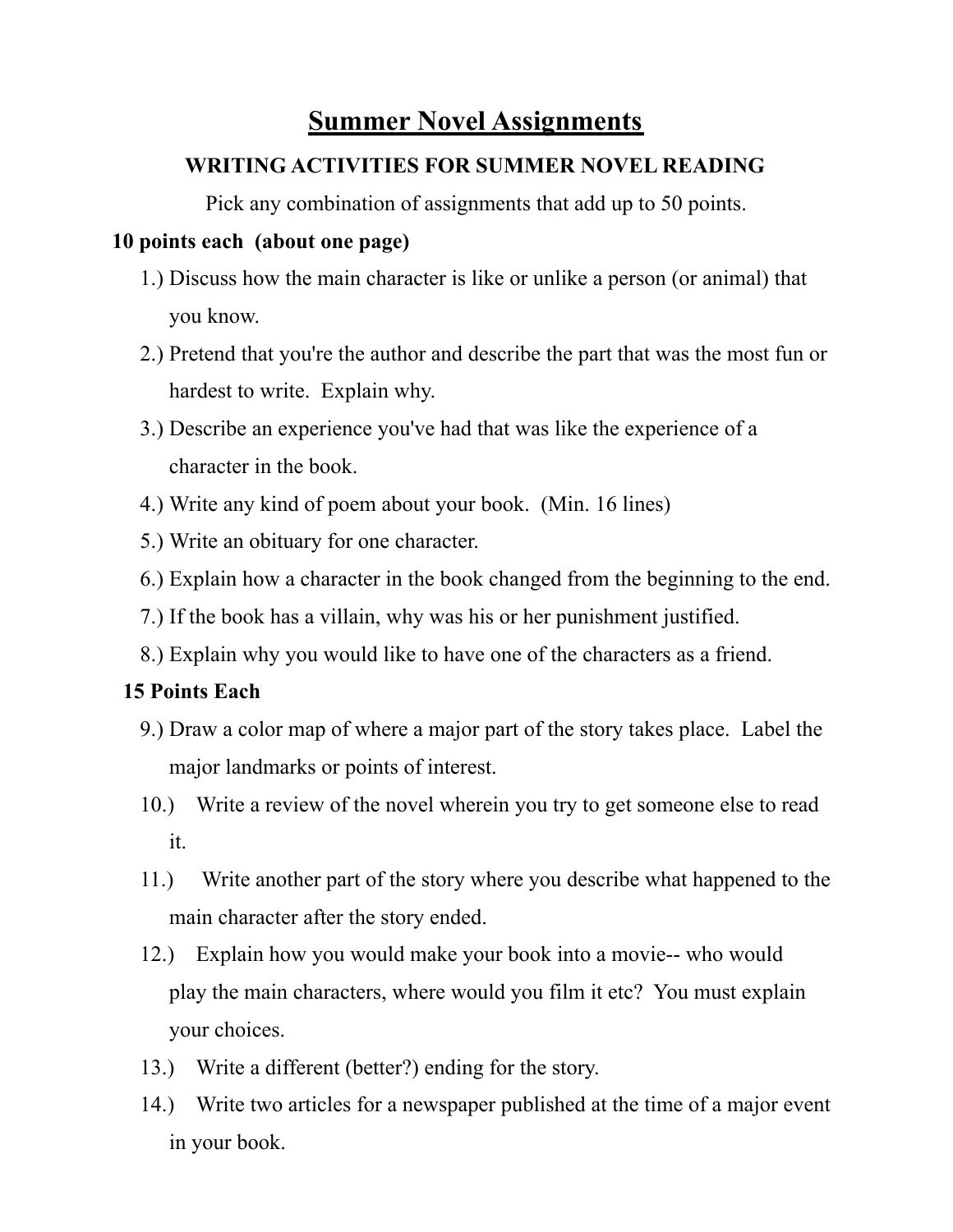# Summer Novel Assignments

## WRITING ACTIVITIES FOR SUMMER NOVEL READING

Pick any combination of assignments that add up to 50 points.

**10 points each (about one page)**

1.) Discuss how the main character is like or unlike a person (or animal) that you know.

2.) Pretend that you're the author and describe the part that was the most fun or hardest to write. Explain why.

3.) Describe an experience you've had that was like the experience of a character in the book.

4.) Write any kind of poem about your book. (Min. 16 lines)

5.) Write an obituary for one character.

6.) Explain how a character in the book changed from the beginning to the end.

7.) If the book has a villain, why was his or her punishment justified.

8.) Explain why you would like to have one of the characters as a friend.

**15 Points Each**

9.) Draw a color map of where a major part of the story takes place. Label the major landmarks or points of interest.

10.) Write a review of the novel wherein you try to get someone else to read it.

11.) Write another part of the story where you describe what happened to the main character after the story ended.

12.) Explain how you would make your book into a movie-- who would play the main characters, where would you film it etc? You must explain your choices.

13.) Write a different (better?) ending for the story.

14.) Write two articles for a newspaper published at the time of a major event in your book.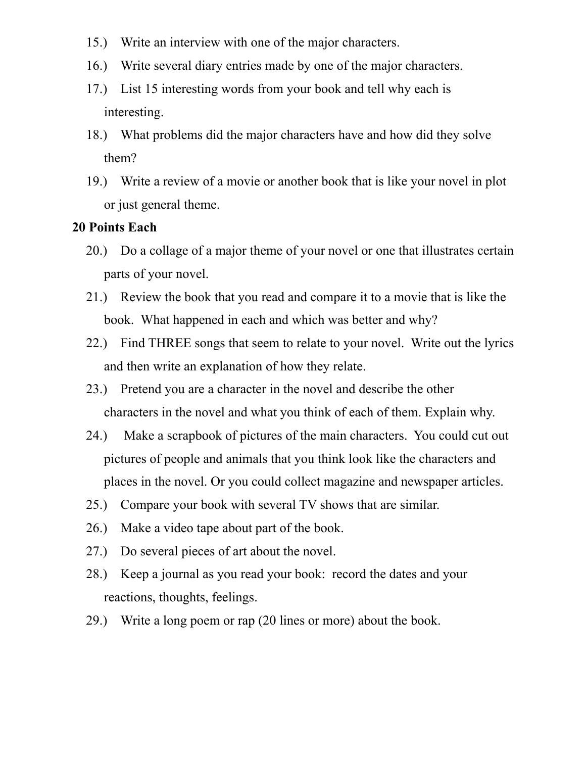15.) Write an interview with one of the major characters.

16.) Write several diary entries made by one of the major characters.

17.) List 15 interesting words from your book and tell why each is interesting.

18.) What problems did the major characters have and how did they solve them?

19.) Write a review of a movie or another book that is like your novel in plot or just general theme.

**20 Points Each**

20.) Do a collage of a major theme of your novel or one that illustrates certain parts of your novel.

21.) Review the book that you read and compare it to a movie that is like the book. What happened in each and which was better and why?

22.) Find THREE songs that seem to relate to your novel. Write out the lyrics and then write an explanation of how they relate.

23.) Pretend you are a character in the novel and describe the other characters in the novel and what you think of each of them. Explain why.

24.) Make a scrapbook of pictures of the main characters. You could cut out pictures of people and animals that you think look like the characters and places in the novel. Or you could collect magazine and newspaper articles.

25.) Compare your book with several TV shows that are similar.

26.) Make a video tape about part of the book.

27.) Do several pieces of art about the novel.

28.) Keep a journal as you read your book: record the dates and your reactions, thoughts, feelings.

29.) Write a long poem or rap (20 lines or more) about the book.